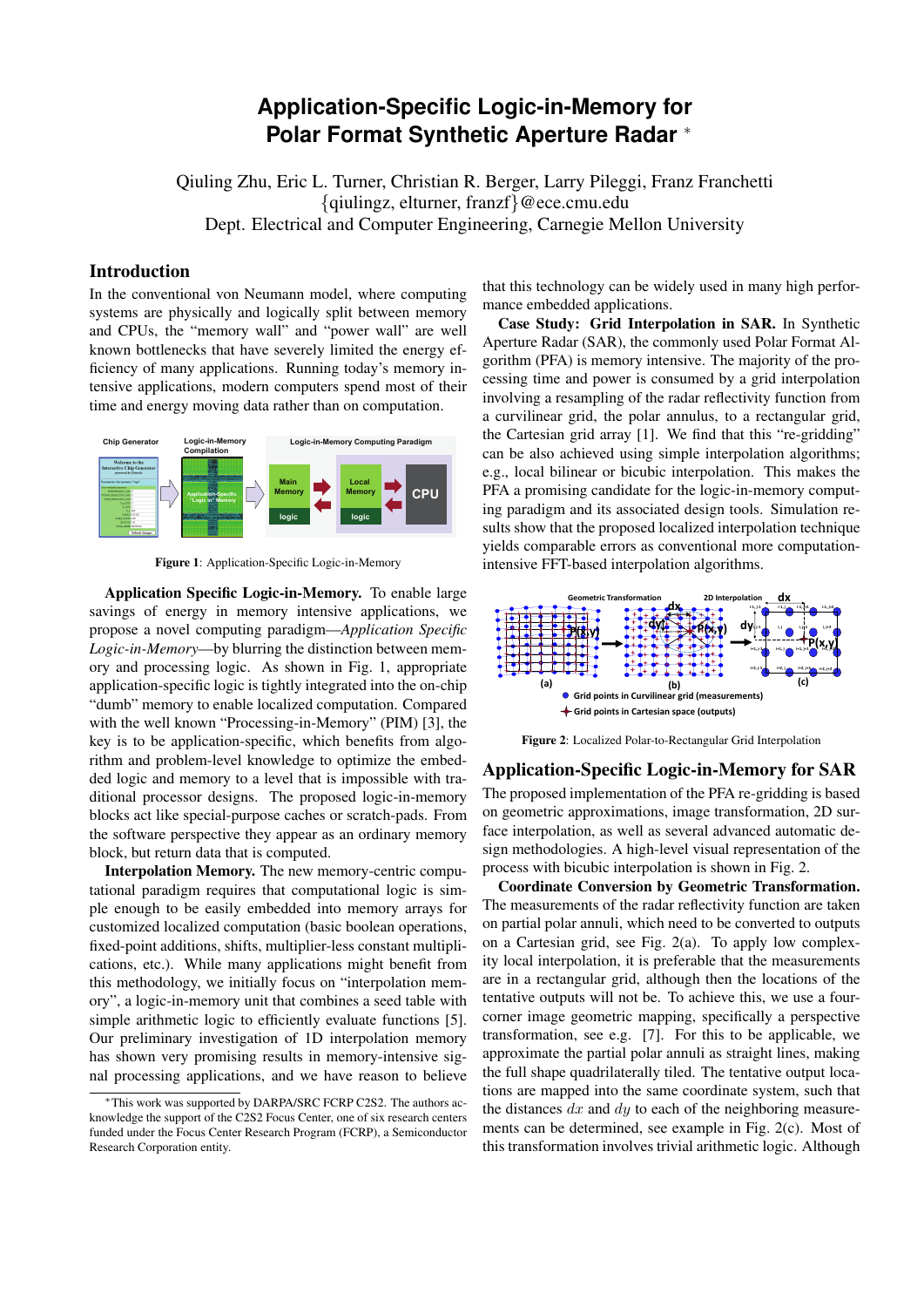# Application-Specific Logic-in-Memory for Polar Format Synthetic Aperture Radar *

Qiuling Zhu, Eric L. Turner, Christian R. Berger, Larry Pileggi, Franz Franchetti
{qiulingz, elturner, franzf}@ece.cmu.edu
Dept. Electrical and Computer Engineering, Carnegie Mellon University

## Introduction

In the conventional von Neumann model, where computing systems are physically and logically split between memory and CPUs, the "memory wall" and "power wall" are well known bottlenecks that have severely limited the energy efficiency of many applications. Running today's memory intensive applications, modern computers spend most of their time and energy moving data rather than on computation.

Figure 1: Application-Specific Logic-in-Memory

**Application Specific Logic-in-Memory.** To enable large savings of energy in memory intensive applications, we propose a novel computing paradigm—*Application Specific Logic-in-Memory*—by blurring the distinction between memory and processing logic. As shown in Fig. 1, appropriate application-specific logic is tightly integrated into the on-chip "dumb" memory to enable localized computation. Compared with the well known "Processing-in-Memory" (PIM) [3], the key is to be application-specific, which benefits from algorithm and problem-level knowledge to optimize the embedded logic and memory to a level that is impossible with traditional processor designs. The proposed logic-in-memory blocks act like special-purpose caches or scratch-pads. From the software perspective they appear as an ordinary memory block, but return data that is computed.

**Interpolation Memory.** The new memory-centric computational paradigm requires that computational logic is simple enough to be easily embedded into memory arrays for customized localized computation (basic boolean operations, fixed-point additions, shifts, multiplier-less constant multiplications, etc.). While many applications might benefit from this methodology, we initially focus on "interpolation memory", a logic-in-memory unit that combines a seed table with simple arithmetic logic to efficiently evaluate functions [5]. Our preliminary investigation of 1D interpolation memory has shown very promising results in memory-intensive signal processing applications, and we have reason to believe that this technology can be widely used in many high performance embedded applications.

**Case Study: Grid Interpolation in SAR.** In Synthetic Aperture Radar (SAR), the commonly used Polar Format Algorithm (PFA) is memory intensive. The majority of the processing time and power is consumed by a grid interpolation involving a resampling of the radar reflectivity function from a curvilinear grid, the polar annulus, to a rectangular grid, the Cartesian grid array [1]. We find that this "re-gridding" can be also achieved using simple interpolation algorithms; e.g., local bilinear or bicubic interpolation. This makes the PFA a promising candidate for the logic-in-memory computing paradigm and its associated design tools. Simulation results show that the proposed localized interpolation technique yields comparable errors as conventional more computation-intensive FFT-based interpolation algorithms.

Figure 2: Localized Polar-to-Rectangular Grid Interpolation

## Application-Specific Logic-in-Memory for SAR

The proposed implementation of the PFA re-gridding is based on geometric approximations, image transformation, 2D surface interpolation, as well as several advanced automatic design methodologies. A high-level visual representation of the process with bicubic interpolation is shown in Fig. 2.

**Coordinate Conversion by Geometric Transformation.** The measurements of the radar reflectivity function are taken on partial polar annuli, which need to be converted to outputs on a Cartesian grid, see Fig. 2(a). To apply low complexity local interpolation, it is preferable that the measurements are in a rectangular grid, although then the locations of the tentative outputs will not be. To achieve this, we use a four-corner image geometric mapping, specifically a perspective transformation, see e.g. [7]. For this to be applicable, we approximate the partial polar annuli by straight lines, making the full shape quadrilaterally tiled. The tentative output locations are mapped into the same coordinate system, such that the distances $dx$ and $dy$ to each of the neighboring measurements can be determined, see example in Fig. 2(c). Most of this transformation involves trivial arithmetic logic. Although

*This work was supported by DARPA/SRC FCRP C2S2. The authors acknowledge the support of the C2S2 Focus Center, one of six research centers funded under the Focus Center Research Program (FCRP), a Semiconductor Research Corporation entity.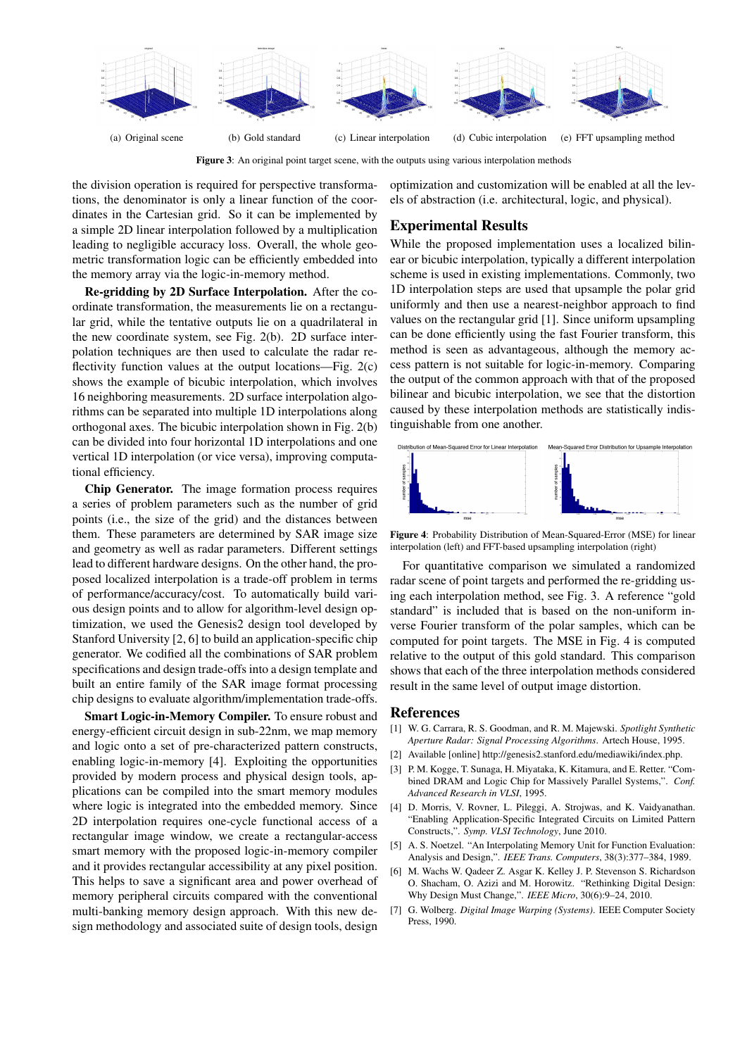(a) Original scene (b) Gold standard (c) Linear interpolation (d) Cubic interpolation (e) FFT upsampling method

**Figure 3**: An original point target scene, with the outputs using various interpolation methods

the division operation is required for perspective transformations, the denominator is only a linear function of the coordinates in the Cartesian grid. So it can be implemented by a simple 2D linear interpolation followed by a multiplication leading to negligible accuracy loss. Overall, the whole geometric transformation logic can be efficiently embedded into the memory array via the logic-in-memory method.

**Re-gridding by 2D Surface Interpolation.** After the coordinate transformation, the measurements lie on a rectangular grid, while the tentative outputs lie on a quadrilateral in the new coordinate system, see Fig. 2(b). 2D surface interpolation techniques are then used to calculate the radar reflectivity function values at the output locations—Fig. 2(c) shows the example of bicubic interpolation, which involves 16 neighboring measurements. 2D surface interpolation algorithms can be separated into multiple 1D interpolations along orthogonal axes. The bicubic interpolation shown in Fig. 2(b) can be divided into four horizontal 1D interpolations and one vertical 1D interpolation (or vice versa), improving computational efficiency.

**Chip Generator.** The image formation process requires a series of problem parameters such as the number of grid points (i.e., the size of the grid) and the distances between them. These parameters are determined by SAR image size and geometry as well as radar parameters. Different settings lead to different hardware designs. On the other hand, the proposed localized interpolation is a trade-off problem in terms of performance/accuracy/cost. To automatically build various design points and to allow for algorithm-level design optimization, we used the Genesis2 design tool developed by Stanford University [2, 6] to build an application-specific chip generator. We codified all the combinations of SAR problem specifications and design trade-offs into a design template and built an entire family of the SAR image format processing chip designs to evaluate algorithm/implementation trade-offs.

**Smart Logic-in-Memory Compiler.** To ensure robust and energy-efficient circuit design in sub-22nm, we map memory and logic onto a set of pre-characterized pattern constructs, enabling logic-in-memory [4]. Exploiting the opportunities provided by modern process and physical design tools, applications can be compiled into the smart memory modules where logic is integrated into the embedded memory. Since 2D interpolation requires one-cycle functional access of a rectangular image window, we create a rectangular-access smart memory with the proposed logic-in-memory compiler and it provides rectangular accessibility at any pixel position. This helps to save a significant area and power overhead of memory peripheral circuits compared with the conventional multi-banking memory design approach. With this new design methodology and associated suite of design tools, design optimization and customization will be enabled at all the levels of abstraction (i.e. architectural, logic, and physical).

## Experimental Results

While the proposed implementation uses a localized bilinear or bicubic interpolation, typically a different interpolation scheme is used in existing implementations. Commonly, two 1D interpolation steps are used that upsample the polar grid uniformly and then use a nearest-neighbor approach to find values on the rectangular grid [1]. Since uniform upsampling can be done efficiently using the fast Fourier transform, this method is seen as advantageous, although the memory access pattern is not suitable for logic-in-memory. Comparing the output of the common approach with that of the proposed bilinear and bicubic interpolation, we see that the distortion caused by these interpolation methods are statistically indistinguishable from one another.

Distribution of Mean-Squared Error for Linear Interpolation
Mean-Squared Error Distribution for Upsample Interpolation
number of samples
mse

**Figure 4**: Probability Distribution of Mean-Squared-Error (MSE) for linear interpolation (left) and FFT-based upsampling interpolation (right)

For quantitative comparison we simulated a randomized radar scene of point targets and performed the re-gridding using each interpolation method, see Fig. 3. A reference "gold standard" is included that is based on the non-uniform inverse Fourier transform of the polar samples, which can be computed for point targets. The MSE in Fig. 4 is computed relative to the output of this gold standard. This comparison shows that each of the three interpolation methods considered result in the same level of output image distortion.

## References

[1] W. G. Carrara, R. S. Goodman, and R. M. Majewski. *Spotlight Synthetic Aperture Radar: Signal Processing Algorithms*. Artech House, 1995.

[2] Available [online] http://genesis2.stanford.edu/mediawiki/index.php.

[3] P. M. Kogge, T. Sunaga, H. Miyataka, K. Kitamura, and E. Retter. "Combined DRAM and Logic Chip for Massively Parallel Systems,". *Conf. Advanced Research in VLSI*, 1995.

[4] D. Morris, V. Rovner, L. Pileggi, A. Strojwas, and K. Vaidyanathan. "Enabling Application-Specific Integrated Circuits on Limited Pattern Constructs,". *Symp. VLSI Technology*, June 2010.

[5] A. S. Noetzel. "An Interpolating Memory Unit for Function Evaluation: Analysis and Design,". *IEEE Trans. Computers*, 38(3):377–384, 1989.

[6] M. Wachs W. Qadeer Z. Asgar K. Kelley J. P. Stevenson S. Richardson O. Shacham, O. Azizi and M. Horowitz. "Rethinking Digital Design: Why Design Must Change,". *IEEE Micro*, 30(6):9–24, 2010.

[7] G. Wolberg. *Digital Image Warping (Systems)*. IEEE Computer Society Press, 1990.